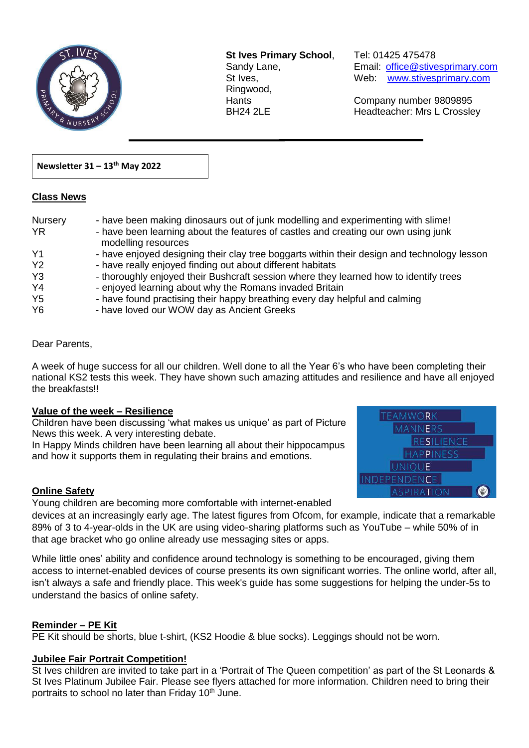**St Ives Primary School**, 
Sandy Lane, 
St Ives, 
Ringwood, 
Hants 
BH24 2LE

Tel: 01425 475478 
Email: office@stivesprimary.com 
Web: www.stivesprimary.com

Company number 9809895 
Headteacher: Mrs L Crossley

**Newsletter 31 – 13th May 2022**

## Class News

| | |
|---|---|
| Nursery | - have been making dinosaurs out of junk modelling and experimenting with slime! |
| YR | - have been learning about the features of castles and creating our own using junk modelling resources |
| Y1 | - have enjoyed designing their clay tree boggarts within their design and technology lesson |
| Y2 | - have really enjoyed finding out about different habitats |
| Y3 | - thoroughly enjoyed their Bushcraft session where they learned how to identify trees |
| Y4 | - enjoyed learning about why the Romans invaded Britain |
| Y5 | - have found practising their happy breathing every day helpful and calming |
| Y6 | - have loved our WOW day as Ancient Greeks |

Dear Parents,

A week of huge success for all our children. Well done to all the Year 6's who have been completing their national KS2 tests this week. They have shown such amazing attitudes and resilience and have all enjoyed the breakfasts!!

## Value of the week – Resilience

Children have been discussing 'what makes us unique' as part of Picture News this week. A very interesting debate.
In Happy Minds children have been learning all about their hippocampus and how it supports them in regulating their brains and emotions.

TEAMWORK
MANNERS
RESILIENCE
HAPPINESS
UNIQUE
INDEPENDENCE
ASPIRATION

## Online Safety

Young children are becoming more comfortable with internet-enabled devices at an increasingly early age. The latest figures from Ofcom, for example, indicate that a remarkable 89% of 3 to 4-year-olds in the UK are using video-sharing platforms such as YouTube – while 50% of in that age bracket who go online already use messaging sites or apps.

While little ones' ability and confidence around technology is something to be encouraged, giving them access to internet-enabled devices of course presents its own significant worries. The online world, after all, isn't always a safe and friendly place. This week's guide has some suggestions for helping the under-5s to understand the basics of online safety.

## Reminder – PE Kit

PE Kit should be shorts, blue t-shirt, (KS2 Hoodie & blue socks). Leggings should not be worn.

## Jubilee Fair Portrait Competition!

St Ives children are invited to take part in a 'Portrait of The Queen competition' as part of the St Leonards & St Ives Platinum Jubilee Fair. Please see flyers attached for more information. Children need to bring their portraits to school no later than Friday 10th June.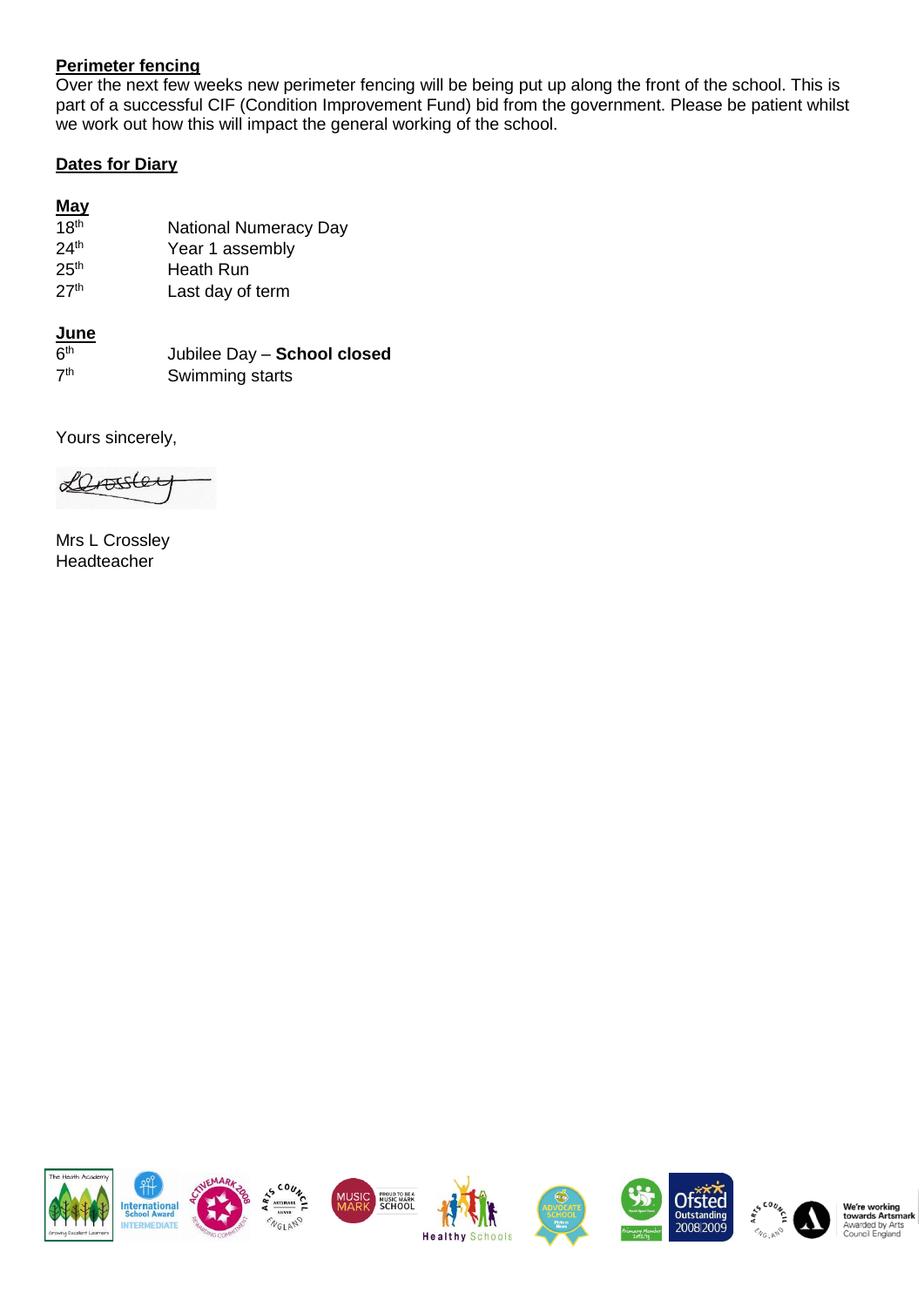**Perimeter fencing**

Over the next few weeks new perimeter fencing will be being put up along the front of the school. This is part of a successful CIF (Condition Improvement Fund) bid from the government. Please be patient whilst we work out how this will impact the general working of the school.

**Dates for Diary**

**May**

| | |
|---|---|
| 18th | National Numeracy Day |
| 24th | Year 1 assembly |
| 25th | Heath Run |
| 27th | Last day of term |

**June**

| | |
|---|---|
| 6th | Jubilee Day – **School closed** |
| 7th | Swimming starts |

Yours sincerely,

Mrs L Crossley
Headteacher